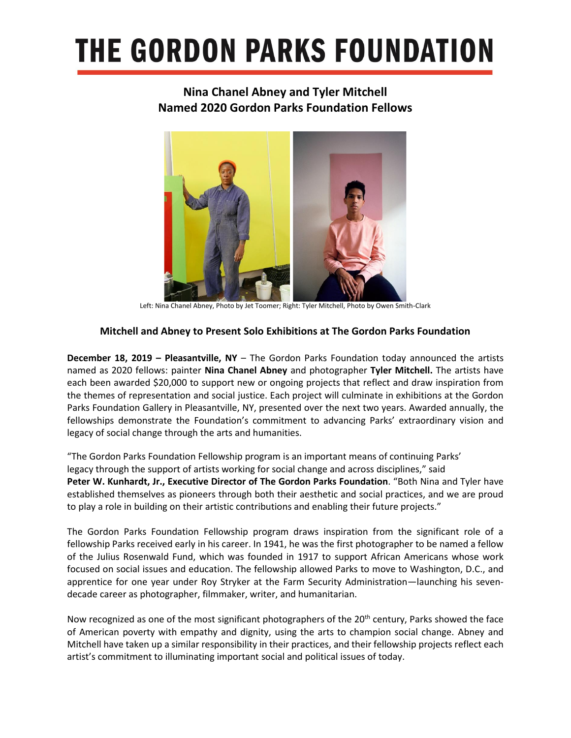# THE GORDON PARKS FOUNDATION

## Nina Chanel Abney and Tyler Mitchell Named 2020 Gordon Parks Foundation Fellows

Left: Nina Chanel Abney, Photo by Jet Toomer; Right: Tyler Mitchell, Photo by Owen Smith-Clark

### Mitchell and Abney to Present Solo Exhibitions at The Gordon Parks Foundation

**December 18, 2019 – Pleasantville, NY** – The Gordon Parks Foundation today announced the artists named as 2020 fellows: painter **Nina Chanel Abney** and photographer **Tyler Mitchell.** The artists have each been awarded $20,000 to support new or ongoing projects that reflect and draw inspiration from the themes of representation and social justice. Each project will culminate in exhibitions at the Gordon Parks Foundation Gallery in Pleasantville, NY, presented over the next two years. Awarded annually, the fellowships demonstrate the Foundation's commitment to advancing Parks' extraordinary vision and legacy of social change through the arts and humanities.

"The Gordon Parks Foundation Fellowship program is an important means of continuing Parks' legacy through the support of artists working for social change and across disciplines," said **Peter W. Kunhardt, Jr., Executive Director of The Gordon Parks Foundation**. "Both Nina and Tyler have established themselves as pioneers through both their aesthetic and social practices, and we are proud to play a role in building on their artistic contributions and enabling their future projects."

The Gordon Parks Foundation Fellowship program draws inspiration from the significant role of a fellowship Parks received early in his career. In 1941, he was the first photographer to be named a fellow of the Julius Rosenwald Fund, which was founded in 1917 to support African Americans whose work focused on social issues and education. The fellowship allowed Parks to move to Washington, D.C., and apprentice for one year under Roy Stryker at the Farm Security Administration—launching his seven-decade career as photographer, filmmaker, writer, and humanitarian.

Now recognized as one of the most significant photographers of the 20th century, Parks showed the face of American poverty with empathy and dignity, using the arts to champion social change. Abney and Mitchell have taken up a similar responsibility in their practices, and their fellowship projects reflect each artist's commitment to illuminating important social and political issues of today.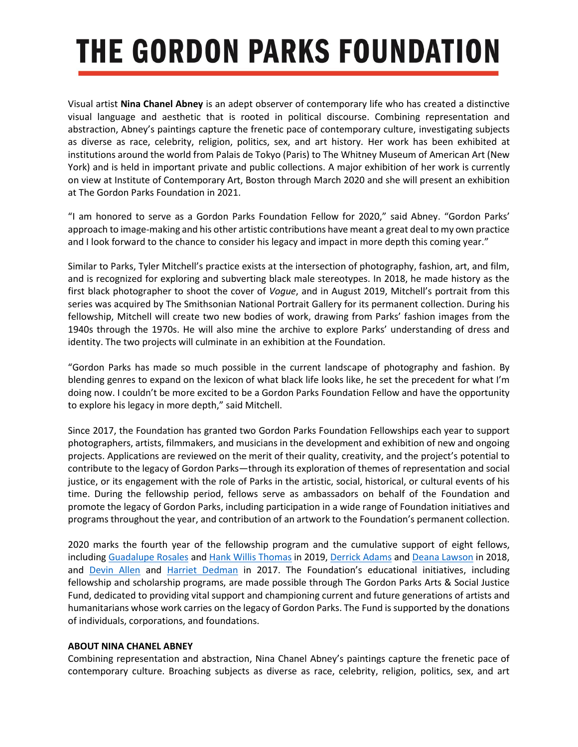# THE GORDON PARKS FOUNDATION

Visual artist **Nina Chanel Abney** is an adept observer of contemporary life who has created a distinctive visual language and aesthetic that is rooted in political discourse. Combining representation and abstraction, Abney's paintings capture the frenetic pace of contemporary culture, investigating subjects as diverse as race, celebrity, religion, politics, sex, and art history. Her work has been exhibited at institutions around the world from Palais de Tokyo (Paris) to The Whitney Museum of American Art (New York) and is held in important private and public collections. A major exhibition of her work is currently on view at Institute of Contemporary Art, Boston through March 2020 and she will present an exhibition at The Gordon Parks Foundation in 2021.

"I am honored to serve as a Gordon Parks Foundation Fellow for 2020," said Abney. "Gordon Parks' approach to image-making and his other artistic contributions have meant a great deal to my own practice and I look forward to the chance to consider his legacy and impact in more depth this coming year."

Similar to Parks, Tyler Mitchell's practice exists at the intersection of photography, fashion, art, and film, and is recognized for exploring and subverting black male stereotypes. In 2018, he made history as the first black photographer to shoot the cover of *Vogue*, and in August 2019, Mitchell's portrait from this series was acquired by The Smithsonian National Portrait Gallery for its permanent collection. During his fellowship, Mitchell will create two new bodies of work, drawing from Parks' fashion images from the 1940s through the 1970s. He will also mine the archive to explore Parks' understanding of dress and identity. The two projects will culminate in an exhibition at the Foundation.

"Gordon Parks has made so much possible in the current landscape of photography and fashion. By blending genres to expand on the lexicon of what black life looks like, he set the precedent for what I'm doing now. I couldn't be more excited to be a Gordon Parks Foundation Fellow and have the opportunity to explore his legacy in more depth," said Mitchell.

Since 2017, the Foundation has granted two Gordon Parks Foundation Fellowships each year to support photographers, artists, filmmakers, and musicians in the development and exhibition of new and ongoing projects. Applications are reviewed on the merit of their quality, creativity, and the project's potential to contribute to the legacy of Gordon Parks—through its exploration of themes of representation and social justice, or its engagement with the role of Parks in the artistic, social, historical, or cultural events of his time. During the fellowship period, fellows serve as ambassadors on behalf of the Foundation and promote the legacy of Gordon Parks, including participation in a wide range of Foundation initiatives and programs throughout the year, and contribution of an artwork to the Foundation's permanent collection.

2020 marks the fourth year of the fellowship program and the cumulative support of eight fellows, including Guadalupe Rosales and Hank Willis Thomas in 2019, Derrick Adams and Deana Lawson in 2018, and Devin Allen and Harriet Dedman in 2017. The Foundation's educational initiatives, including fellowship and scholarship programs, are made possible through The Gordon Parks Arts & Social Justice Fund, dedicated to providing vital support and championing current and future generations of artists and humanitarians whose work carries on the legacy of Gordon Parks. The Fund is supported by the donations of individuals, corporations, and foundations.

**ABOUT NINA CHANEL ABNEY**

Combining representation and abstraction, Nina Chanel Abney's paintings capture the frenetic pace of contemporary culture. Broaching subjects as diverse as race, celebrity, religion, politics, sex, and art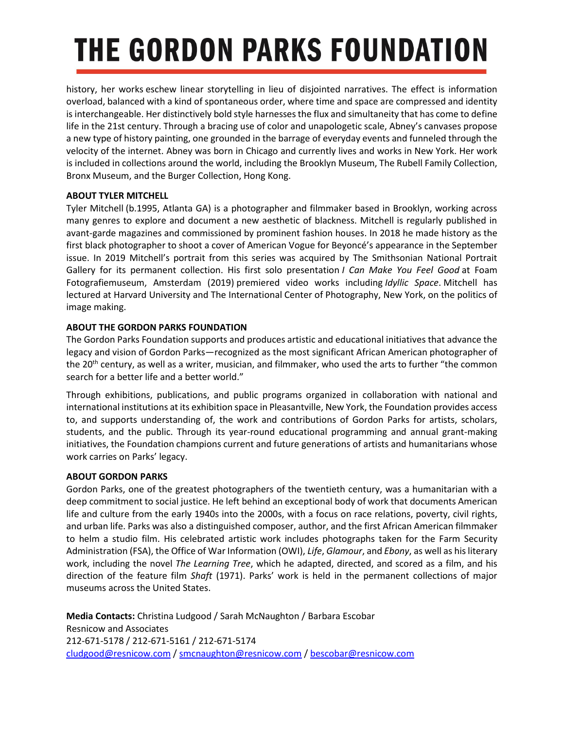history, her works eschew linear storytelling in lieu of disjointed narratives. The effect is information overload, balanced with a kind of spontaneous order, where time and space are compressed and identity is interchangeable. Her distinctively bold style harnesses the flux and simultaneity that has come to define life in the 21st century. Through a bracing use of color and unapologetic scale, Abney's canvases propose a new type of history painting, one grounded in the barrage of everyday events and funneled through the velocity of the internet. Abney was born in Chicago and currently lives and works in New York. Her work is included in collections around the world, including the Brooklyn Museum, The Rubell Family Collection, Bronx Museum, and the Burger Collection, Hong Kong.

**ABOUT TYLER MITCHELL**

Tyler Mitchell (b.1995, Atlanta GA) is a photographer and filmmaker based in Brooklyn, working across many genres to explore and document a new aesthetic of blackness. Mitchell is regularly published in avant-garde magazines and commissioned by prominent fashion houses. In 2018 he made history as the first black photographer to shoot a cover of American Vogue for Beyoncé's appearance in the September issue. In 2019 Mitchell's portrait from this series was acquired by The Smithsonian National Portrait Gallery for its permanent collection. His first solo presentation *I Can Make You Feel Good* at Foam Fotografiemuseum, Amsterdam (2019) premiered video works including *Idyllic Space*. Mitchell has lectured at Harvard University and The International Center of Photography, New York, on the politics of image making.

**ABOUT THE GORDON PARKS FOUNDATION**

The Gordon Parks Foundation supports and produces artistic and educational initiatives that advance the legacy and vision of Gordon Parks—recognized as the most significant African American photographer of the 20th century, as well as a writer, musician, and filmmaker, who used the arts to further "the common search for a better life and a better world."

Through exhibitions, publications, and public programs organized in collaboration with national and international institutions at its exhibition space in Pleasantville, New York, the Foundation provides access to, and supports understanding of, the work and contributions of Gordon Parks for artists, scholars, students, and the public. Through its year-round educational programming and annual grant-making initiatives, the Foundation champions current and future generations of artists and humanitarians whose work carries on Parks' legacy.

**ABOUT GORDON PARKS**

Gordon Parks, one of the greatest photographers of the twentieth century, was a humanitarian with a deep commitment to social justice. He left behind an exceptional body of work that documents American life and culture from the early 1940s into the 2000s, with a focus on race relations, poverty, civil rights, and urban life. Parks was also a distinguished composer, author, and the first African American filmmaker to helm a studio film. His celebrated artistic work includes photographs taken for the Farm Security Administration (FSA), the Office of War Information (OWI), *Life*, *Glamour*, and *Ebony*, as well as his literary work, including the novel *The Learning Tree*, which he adapted, directed, and scored as a film, and his direction of the feature film *Shaft* (1971). Parks' work is held in the permanent collections of major museums across the United States.

**Media Contacts:** Christina Ludgood / Sarah McNaughton / Barbara Escobar
Resnicow and Associates
212-671-5178 / 212-671-5161 / 212-671-5174
cludgood@resnicow.com / smcnaughton@resnicow.com / bescobar@resnicow.com